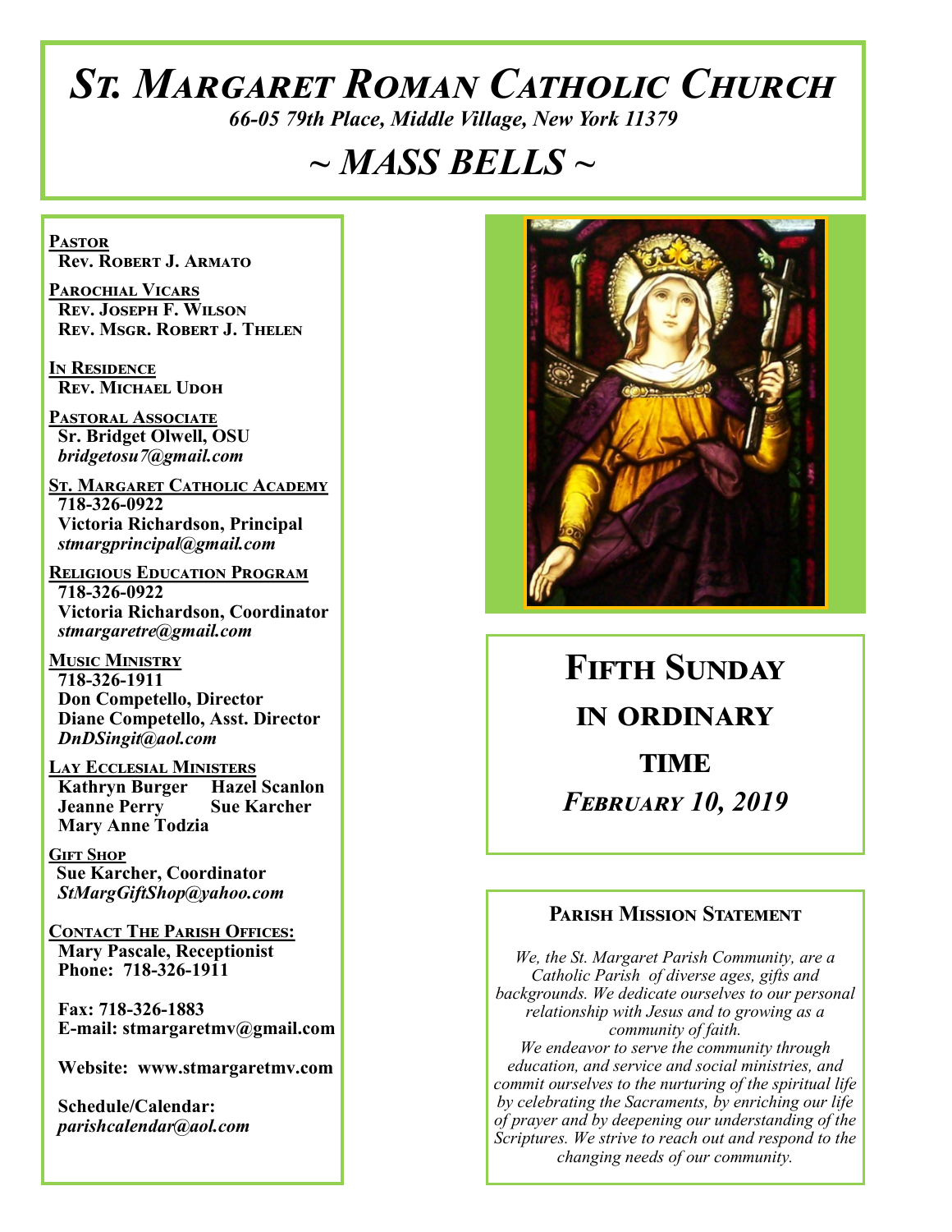# *St. Margaret Roman Catholic Church*

*66-05 79th Place, Middle Village, New York 11379*

## *~ MASS BELLS ~*

**Pastor**
**Rev. Robert J. Armato**

**Parochial Vicars**
**Rev. Joseph F. Wilson**
**Rev. Msgr. Robert J. Thelen**

**In Residence**
**Rev. Michael Udoh**

**Pastoral Associate**
**Sr. Bridget Olwell, OSU**
*bridgetosu7@gmail.com*

**St. Margaret Catholic Academy**
**718-326-0922**
**Victoria Richardson, Principal**
*stmargprincipal@gmail.com*

**Religious Education Program**
**718-326-0922**
**Victoria Richardson, Coordinator**
*stmargaretre@gmail.com*

**Music Ministry**
**718-326-1911**
**Don Competello, Director**
**Diane Competello, Asst. Director**
*DnDSingit@aol.com*

**Lay Ecclesial Ministers**
**Kathryn Burger** **Hazel Scanlon**
**Jeanne Perry** **Sue Karcher**
**Mary Anne Todzia**

**Gift Shop**
**Sue Karcher, Coordinator**
*StMargGiftShop@yahoo.com*

**Contact The Parish Offices:**
**Mary Pascale, Receptionist**
**Phone: 718-326-1911**

**Fax: 718-326-1883**
**E-mail: stmargaretmv@gmail.com**

**Website: www.stmargaretmv.com**

**Schedule/Calendar:**
*parishcalendar@aol.com*

## Fifth Sunday in Ordinary Time

***February 10, 2019***

### Parish Mission Statement

*We, the St. Margaret Parish Community, are a Catholic Parish of diverse ages, gifts and backgrounds. We dedicate ourselves to our personal relationship with Jesus and to growing as a community of faith.*
*We endeavor to serve the community through education, and service and social ministries, and commit ourselves to the nurturing of the spiritual life by celebrating the Sacraments, by enriching our life of prayer and by deepening our understanding of the Scriptures. We strive to reach out and respond to the changing needs of our community.*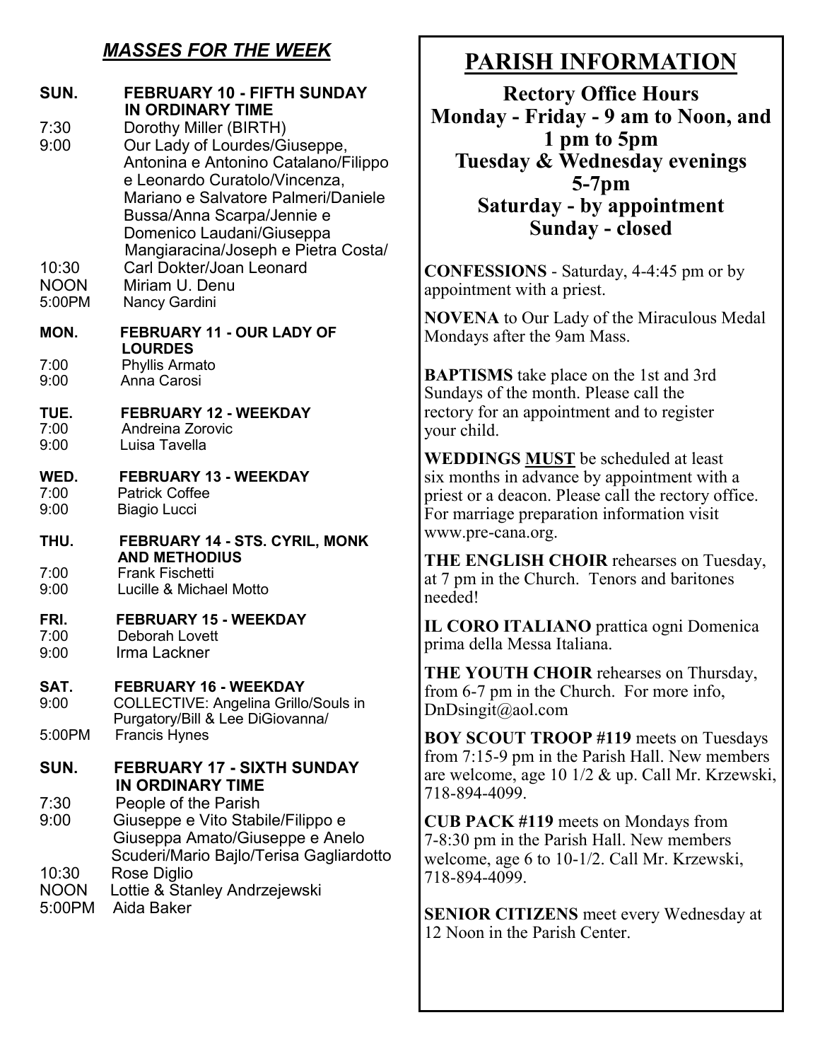## *MASSES FOR THE WEEK*

**SUN. FEBRUARY 10 - FIFTH SUNDAY IN ORDINARY TIME**

7:30 Dorothy Miller (BIRTH)
9:00 Our Lady of Lourdes/Giuseppe, Antonina e Antonino Catalano/Filippo e Leonardo Curatolo/Vincenza, Mariano e Salvatore Palmeri/Daniele Bussa/Anna Scarpa/Jennie e Domenico Laudani/Giuseppa Mangiaracina/Joseph e Pietra Costa/
10:30 Carl Dokter/Joan Leonard
NOON Miriam U. Denu
5:00PM Nancy Gardini

**MON. FEBRUARY 11 - OUR LADY OF LOURDES**

7:00 Phyllis Armato
9:00 Anna Carosi

**TUE. FEBRUARY 12 - WEEKDAY**

7:00 Andreina Zorovic
9:00 Luisa Tavella

**WED. FEBRUARY 13 - WEEKDAY**

7:00 Patrick Coffee
9:00 Biagio Lucci

**THU. FEBRUARY 14 - STS. CYRIL, MONK AND METHODIUS**

7:00 Frank Fischetti
9:00 Lucille & Michael Motto

**FRI. FEBRUARY 15 - WEEKDAY**

7:00 Deborah Lovett
9:00 Irma Lackner

**SAT. FEBRUARY 16 - WEEKDAY**

9:00 COLLECTIVE: Angelina Grillo/Souls in Purgatory/Bill & Lee DiGiovanna/
5:00PM Francis Hynes

**SUN. FEBRUARY 17 - SIXTH SUNDAY IN ORDINARY TIME**

7:30 People of the Parish
9:00 Giuseppe e Vito Stabile/Filippo e Giuseppa Amato/Giuseppe e Anelo Scuderi/Mario Bajlo/Terisa Gagliardotto
10:30 Rose Diglio
NOON Lottie & Stanley Andrzejewski
5:00PM Aida Baker

# PARISH INFORMATION

**Rectory Office Hours**
**Monday - Friday - 9 am to Noon, and 1 pm to 5pm**
**Tuesday & Wednesday evenings 5-7pm**
**Saturday - by appointment**
**Sunday - closed**

**CONFESSIONS** - Saturday, 4-4:45 pm or by appointment with a priest.

**NOVENA** to Our Lady of the Miraculous Medal Mondays after the 9am Mass.

**BAPTISMS** take place on the 1st and 3rd Sundays of the month. Please call the rectory for an appointment and to register your child.

**WEDDINGS <u>MUST</u>** be scheduled at least six months in advance by appointment with a priest or a deacon. Please call the rectory office. For marriage preparation information visit www.pre-cana.org.

**THE ENGLISH CHOIR** rehearses on Tuesday, at 7 pm in the Church. Tenors and baritones needed!

**IL CORO ITALIANO** prattica ogni Domenica prima della Messa Italiana.

**THE YOUTH CHOIR** rehearses on Thursday, from 6-7 pm in the Church. For more info, DnDsingit@aol.com

**BOY SCOUT TROOP #119** meets on Tuesdays from 7:15-9 pm in the Parish Hall. New members are welcome, age 10 1/2 & up. Call Mr. Krzewski, 718-894-4099.

**CUB PACK #119** meets on Mondays from 7-8:30 pm in the Parish Hall. New members welcome, age 6 to 10-1/2. Call Mr. Krzewski, 718-894-4099.

**SENIOR CITIZENS** meet every Wednesday at 12 Noon in the Parish Center.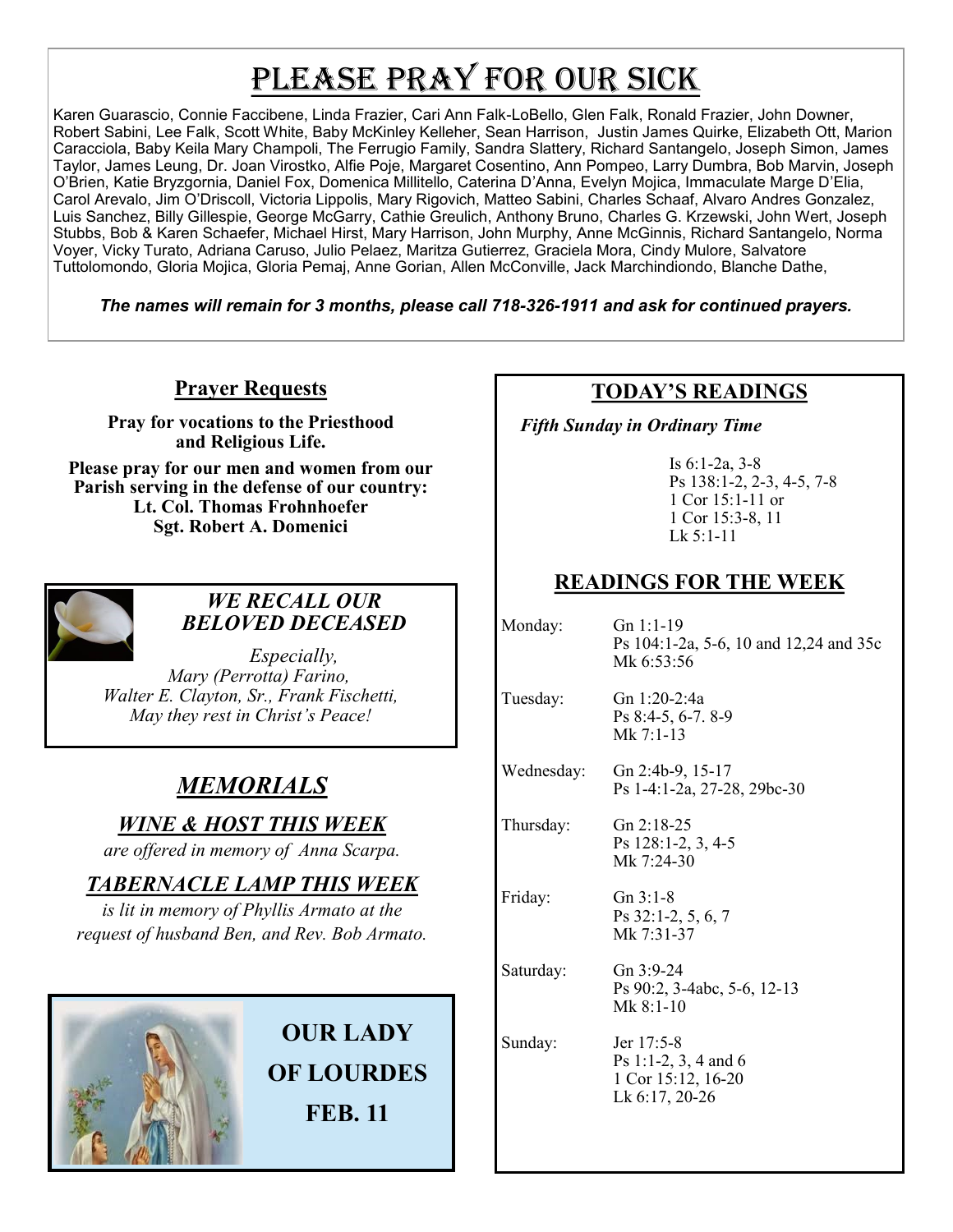# Please Pray for Our Sick

Karen Guarascio, Connie Faccibene, Linda Frazier, Cari Ann Falk-LoBello, Glen Falk, Ronald Frazier, John Downer, Robert Sabini, Lee Falk, Scott White, Baby McKinley Kelleher, Sean Harrison, Justin James Quirke, Elizabeth Ott, Marion Caracciola, Baby Keila Mary Champoli, The Ferrugio Family, Sandra Slattery, Richard Santangelo, Joseph Simon, James Taylor, James Leung, Dr. Joan Virostko, Alfie Poje, Margaret Cosentino, Ann Pompeo, Larry Dumbra, Bob Marvin, Joseph O'Brien, Katie Bryzgornia, Daniel Fox, Domenica Millitello, Caterina D'Anna, Evelyn Mojica, Immaculate Marge D'Elia, Carol Arevalo, Jim O'Driscoll, Victoria Lippolis, Mary Rigovich, Matteo Sabini, Charles Schaaf, Alvaro Andres Gonzalez, Luis Sanchez, Billy Gillespie, George McGarry, Cathie Greulich, Anthony Bruno, Charles G. Krzewski, John Wert, Joseph Stubbs, Bob & Karen Schaefer, Michael Hirst, Mary Harrison, John Murphy, Anne McGinnis, Richard Santangelo, Norma Voyer, Vicky Turato, Adriana Caruso, Julio Pelaez, Maritza Gutierrez, Graciela Mora, Cindy Mulore, Salvatore Tuttolomondo, Gloria Mojica, Gloria Pemaj, Anne Gorian, Allen McConville, Jack Marchindiondo, Blanche Dathe,

***The names will remain for 3 months, please call 718-326-1911 and ask for continued prayers.***

## Prayer Requests

**Pray for vocations to the Priesthood and Religious Life.**

**Please pray for our men and women from our Parish serving in the defense of our country:**
**Lt. Col. Thomas Frohnhoefer**
**Sgt. Robert A. Domenici**

### *WE RECALL OUR BELOVED DECEASED*

*Especially,*
*Mary (Perrotta) Farino,*
*Walter E. Clayton, Sr., Frank Fischetti,*
*May they rest in Christ's Peace!*

## *MEMORIALS*

### *WINE & HOST THIS WEEK*

*are offered in memory of Anna Scarpa.*

### *TABERNACLE LAMP THIS WEEK*

*is lit in memory of Phyllis Armato at the request of husband Ben, and Rev. Bob Armato.*

**OUR LADY OF LOURDES**
**FEB. 11**

## TODAY'S READINGS

***Fifth Sunday in Ordinary Time***

Is 6:1-2a, 3-8
Ps 138:1-2, 2-3, 4-5, 7-8
1 Cor 15:1-11 or
1 Cor 15:3-8, 11
Lk 5:1-11

## READINGS FOR THE WEEK

| | |
|---|---|
| Monday: | Gn 1:1-19<br>Ps 104:1-2a, 5-6, 10 and 12,24 and 35c<br>Mk 6:53:56 |
| Tuesday: | Gn 1:20-2:4a<br>Ps 8:4-5, 6-7. 8-9<br>Mk 7:1-13 |
| Wednesday: | Gn 2:4b-9, 15-17<br>Ps 1-4:1-2a, 27-28, 29bc-30 |
| Thursday: | Gn 2:18-25<br>Ps 128:1-2, 3, 4-5<br>Mk 7:24-30 |
| Friday: | Gn 3:1-8<br>Ps 32:1-2, 5, 6, 7<br>Mk 7:31-37 |
| Saturday: | Gn 3:9-24<br>Ps 90:2, 3-4abc, 5-6, 12-13<br>Mk 8:1-10 |
| Sunday: | Jer 17:5-8<br>Ps 1:1-2, 3, 4 and 6<br>1 Cor 15:12, 16-20<br>Lk 6:17, 20-26 |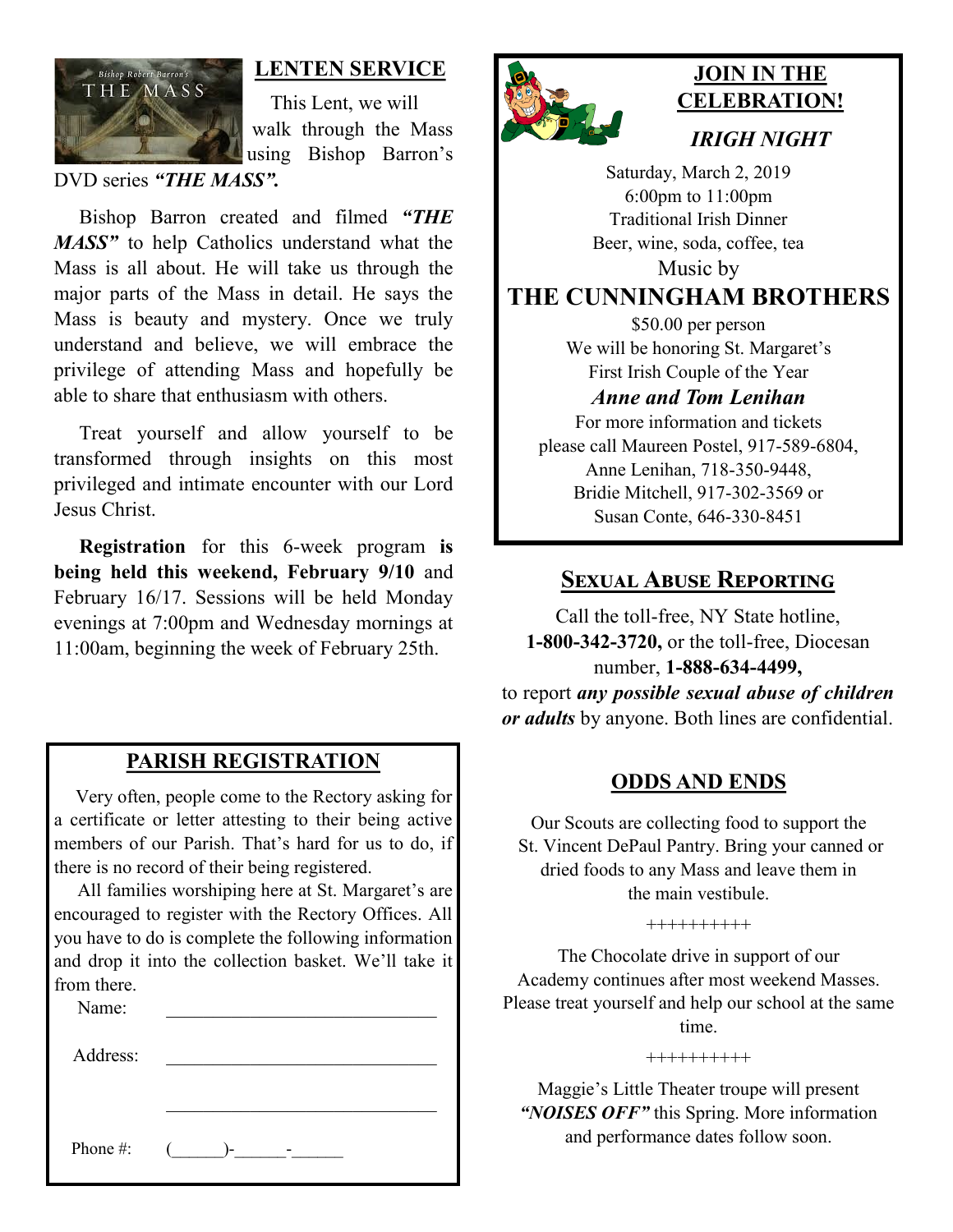## LENTEN SERVICE

This Lent, we will walk through the Mass using Bishop Barron's DVD series ***"THE MASS".***

Bishop Barron created and filmed ***"THE MASS"*** to help Catholics understand what the Mass is all about. He will take us through the major parts of the Mass in detail. He says the Mass is beauty and mystery. Once we truly understand and believe, we will embrace the privilege of attending Mass and hopefully be able to share that enthusiasm with others.

Treat yourself and allow yourself to be transformed through insights on this most privileged and intimate encounter with our Lord Jesus Christ.

**Registration** for this 6-week program **is being held this weekend, February 9/10** and February 16/17. Sessions will be held Monday evenings at 7:00pm and Wednesday mornings at 11:00am, beginning the week of February 25th.

## PARISH REGISTRATION

Very often, people come to the Rectory asking for a certificate or letter attesting to their being active members of our Parish. That's hard for us to do, if there is no record of their being registered.

All families worshiping here at St. Margaret's are encouraged to register with the Rectory Offices. All you have to do is complete the following information and drop it into the collection basket. We'll take it from there.

Name: ______________________________

Address: ______________________________

______________________________

Phone #: (______)-______-______

## JOIN IN THE CELEBRATION!

### *IRIGH NIGHT*

Saturday, March 2, 2019
6:00pm to 11:00pm
Traditional Irish Dinner
Beer, wine, soda, coffee, tea
Music by

**THE CUNNINGHAM BROTHERS**

$50.00 per person
We will be honoring St. Margaret's
First Irish Couple of the Year

***Anne and Tom Lenihan***

For more information and tickets please call Maureen Postel, 917-589-6804, Anne Lenihan, 718-350-9448, Bridie Mitchell, 917-302-3569 or Susan Conte, 646-330-8451

## SEXUAL ABUSE REPORTING

Call the toll-free, NY State hotline, **1-800-342-3720,** or the toll-free, Diocesan number, **1-888-634-4499,** to report ***any possible sexual abuse of children or adults*** by anyone. Both lines are confidential.

## ODDS AND ENDS

Our Scouts are collecting food to support the St. Vincent DePaul Pantry. Bring your canned or dried foods to any Mass and leave them in the main vestibule.

++++++++++

The Chocolate drive in support of our Academy continues after most weekend Masses. Please treat yourself and help our school at the same time.

++++++++++

Maggie's Little Theater troupe will present ***"NOISES OFF"*** this Spring. More information and performance dates follow soon.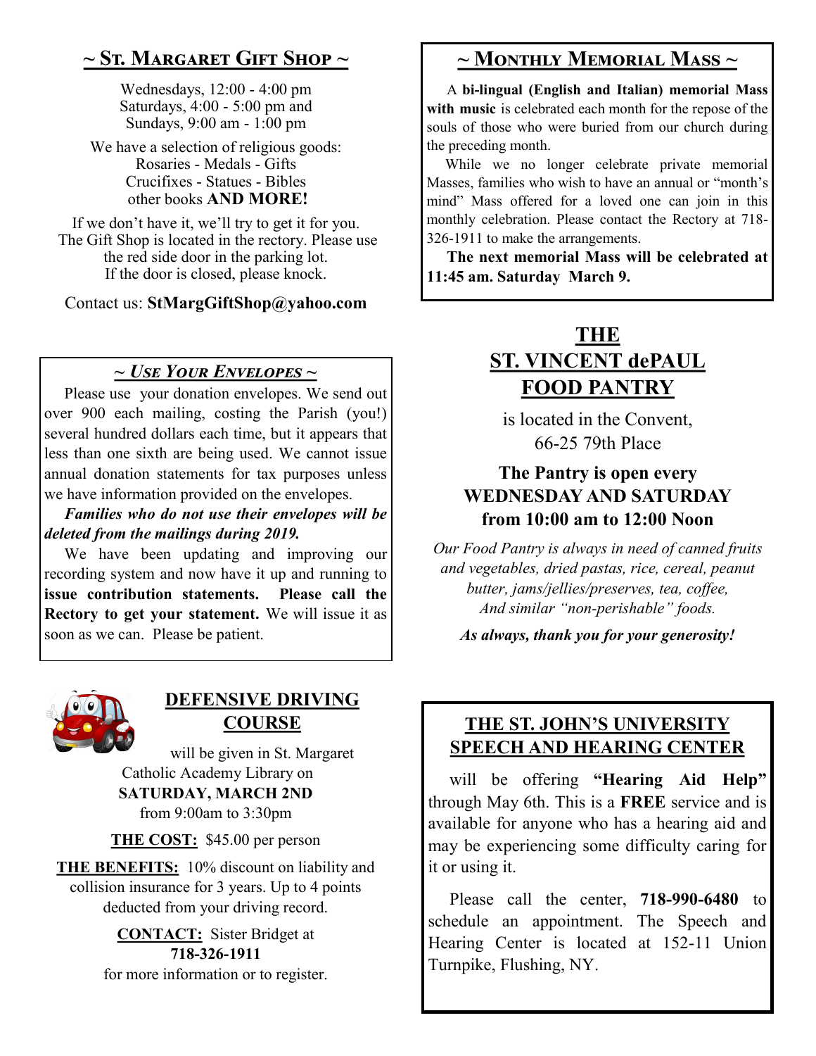## ~ St. Margaret Gift Shop ~

Wednesdays, 12:00 - 4:00 pm
Saturdays, 4:00 - 5:00 pm and
Sundays, 9:00 am - 1:00 pm

We have a selection of religious goods:
Rosaries - Medals - Gifts
Crucifixes - Statues - Bibles
other books **AND MORE!**

If we don't have it, we'll try to get it for you.
The Gift Shop is located in the rectory. Please use the red side door in the parking lot.
If the door is closed, please knock.

Contact us: **StMargGiftShop@yahoo.com**

## ~ *Use Your Envelopes* ~

Please use your donation envelopes. We send out over 900 each mailing, costing the Parish (you!) several hundred dollars each time, but it appears that less than one sixth are being used. We cannot issue annual donation statements for tax purposes unless we have information provided on the envelopes.

***Families who do not use their envelopes will be deleted from the mailings during 2019.***

We have been updating and improving our recording system and now have it up and running to **issue contribution statements. Please call the Rectory to get your statement.** We will issue it as soon as we can. Please be patient.

## DEFENSIVE DRIVING COURSE

will be given in St. Margaret Catholic Academy Library on
**SATURDAY, MARCH 2ND**
from 9:00am to 3:30pm

**THE COST:** $45.00 per person

**THE BENEFITS:** 10% discount on liability and collision insurance for 3 years. Up to 4 points deducted from your driving record.

**CONTACT:** Sister Bridget at
**718-326-1911**
for more information or to register.

## ~ Monthly Memorial Mass ~

A **bi-lingual (English and Italian) memorial Mass with music** is celebrated each month for the repose of the souls of those who were buried from our church during the preceding month.

While we no longer celebrate private memorial Masses, families who wish to have an annual or "month's mind" Mass offered for a loved one can join in this monthly celebration. Please contact the Rectory at 718-326-1911 to make the arrangements.

**The next memorial Mass will be celebrated at 11:45 am. Saturday March 9.**

## THE ST. VINCENT dePAUL FOOD PANTRY

is located in the Convent,
66-25 79th Place

**The Pantry is open every WEDNESDAY AND SATURDAY from 10:00 am to 12:00 Noon**

*Our Food Pantry is always in need of canned fruits and vegetables, dried pastas, rice, cereal, peanut butter, jams/jellies/preserves, tea, coffee, And similar "non-perishable" foods.*

***As always, thank you for your generosity!***

## THE ST. JOHN'S UNIVERSITY SPEECH AND HEARING CENTER

will be offering **"Hearing Aid Help"** through May 6th. This is a **FREE** service and is available for anyone who has a hearing aid and may be experiencing some difficulty caring for it or using it.

Please call the center, **718-990-6480** to schedule an appointment. The Speech and Hearing Center is located at 152-11 Union Turnpike, Flushing, NY.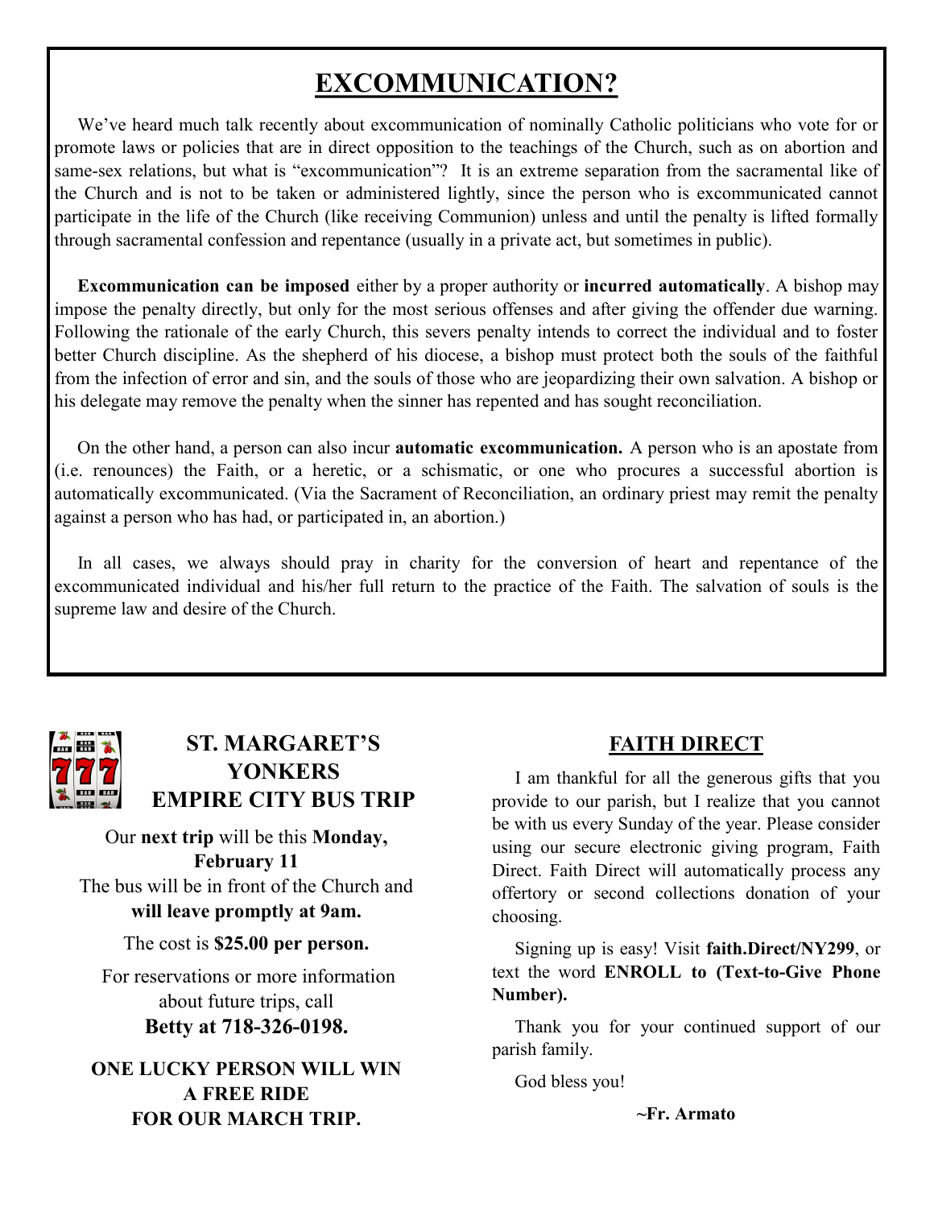# EXCOMMUNICATION?

We've heard much talk recently about excommunication of nominally Catholic politicians who vote for or promote laws or policies that are in direct opposition to the teachings of the Church, such as on abortion and same-sex relations, but what is "excommunication"? It is an extreme separation from the sacramental like of the Church and is not to be taken or administered lightly, since the person who is excommunicated cannot participate in the life of the Church (like receiving Communion) unless and until the penalty is lifted formally through sacramental confession and repentance (usually in a private act, but sometimes in public).

**Excommunication can be imposed** either by a proper authority or **incurred automatically**. A bishop may impose the penalty directly, but only for the most serious offenses and after giving the offender due warning. Following the rationale of the early Church, this severs penalty intends to correct the individual and to foster better Church discipline. As the shepherd of his diocese, a bishop must protect both the souls of the faithful from the infection of error and sin, and the souls of those who are jeopardizing their own salvation. A bishop or his delegate may remove the penalty when the sinner has repented and has sought reconciliation.

On the other hand, a person can also incur **automatic excommunication.** A person who is an apostate from (i.e. renounces) the Faith, or a heretic, or a schismatic, or one who procures a successful abortion is automatically excommunicated. (Via the Sacrament of Reconciliation, an ordinary priest may remit the penalty against a person who has had, or participated in, an abortion.)

In all cases, we always should pray in charity for the conversion of heart and repentance of the excommunicated individual and his/her full return to the practice of the Faith. The salvation of souls is the supreme law and desire of the Church.

## ST. MARGARET'S YONKERS EMPIRE CITY BUS TRIP

Our **next trip** will be this **Monday, February 11**

The bus will be in front of the Church and **will leave promptly at 9am.**

The cost is **$25.00 per person.**

For reservations or more information about future trips, call **Betty at 718-326-0198.**

**ONE LUCKY PERSON WILL WIN A FREE RIDE FOR OUR MARCH TRIP.**

## FAITH DIRECT

I am thankful for all the generous gifts that you provide to our parish, but I realize that you cannot be with us every Sunday of the year. Please consider using our secure electronic giving program, Faith Direct. Faith Direct will automatically process any offertory or second collections donation of your choosing.

Signing up is easy! Visit **faith.Direct/NY299**, or text the word **ENROLL to (Text-to-Give Phone Number).**

Thank you for your continued support of our parish family.

God bless you!

**~Fr. Armato**